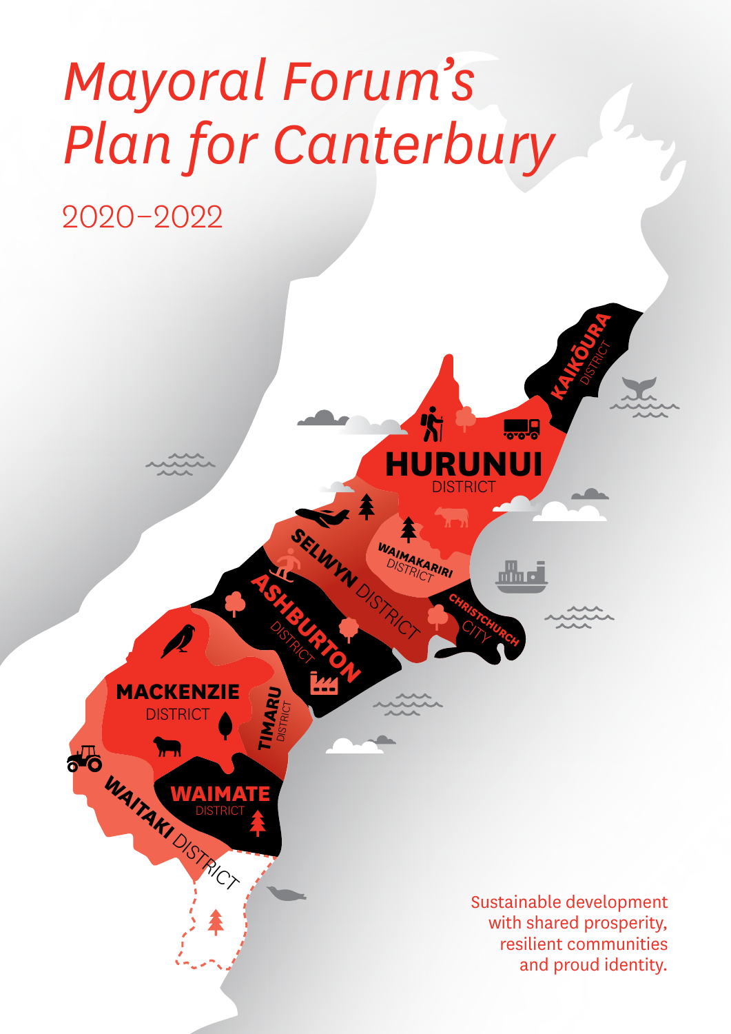# Mayoral Forum's Plan for Canterbury

2020–2022

KAIKŌURA DISTRICT

HURUNUI DISTRICT

WAIMAKARIRI DISTRICT

SELWYN DISTRICT

CHRISTCHURCH CITY

ASHBURTON DISTRICT

MACKENZIE DISTRICT

TIMARU DISTRICT

WAIMATE DISTRICT

WAITAKI DISTRICT

Sustainable development with shared prosperity, resilient communities and proud identity.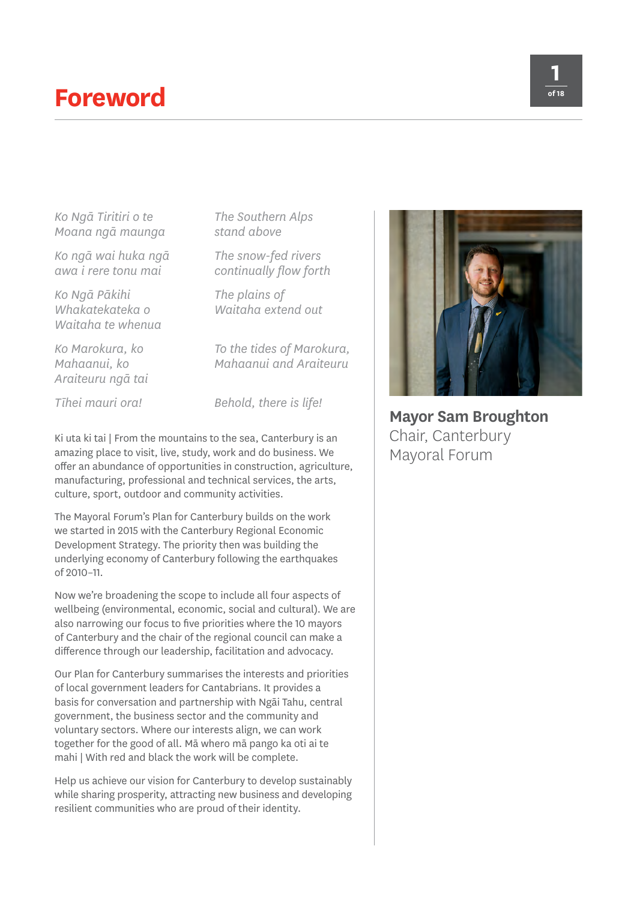# Foreword

| | |
|---|---|
| *Ko Ngā Tiritiri o te Moana ngā maunga* | *The Southern Alps stand above* |
| *Ko ngā wai huka ngā awa i rere tonu mai* | *The snow-fed rivers continually flow forth* |
| *Ko Ngā Pākihi Whakatekateka o Waitaha te whenua* | *The plains of Waitaha extend out* |
| *Ko Marokura, ko Mahaanui, ko Araiteuru ngā tai* | *To the tides of Marokura, Mahaanui and Araiteuru* |
| *Tīhei mauri ora!* | *Behold, there is life!* |

Ki uta ki tai | From the mountains to the sea, Canterbury is an amazing place to visit, live, study, work and do business. We offer an abundance of opportunities in construction, agriculture, manufacturing, professional and technical services, the arts, culture, sport, outdoor and community activities.

The Mayoral Forum's Plan for Canterbury builds on the work we started in 2015 with the Canterbury Regional Economic Development Strategy. The priority then was building the underlying economy of Canterbury following the earthquakes of 2010–11.

Now we're broadening the scope to include all four aspects of wellbeing (environmental, economic, social and cultural). We are also narrowing our focus to five priorities where the 10 mayors of Canterbury and the chair of the regional council can make a difference through our leadership, facilitation and advocacy.

Our Plan for Canterbury summarises the interests and priorities of local government leaders for Cantabrians. It provides a basis for conversation and partnership with Ngāi Tahu, central government, the business sector and the community and voluntary sectors. Where our interests align, we can work together for the good of all. Mā whero mā pango ka oti ai te mahi | With red and black the work will be complete.

Help us achieve our vision for Canterbury to develop sustainably while sharing prosperity, attracting new business and developing resilient communities who are proud of their identity.

**Mayor Sam Broughton**
Chair, Canterbury Mayoral Forum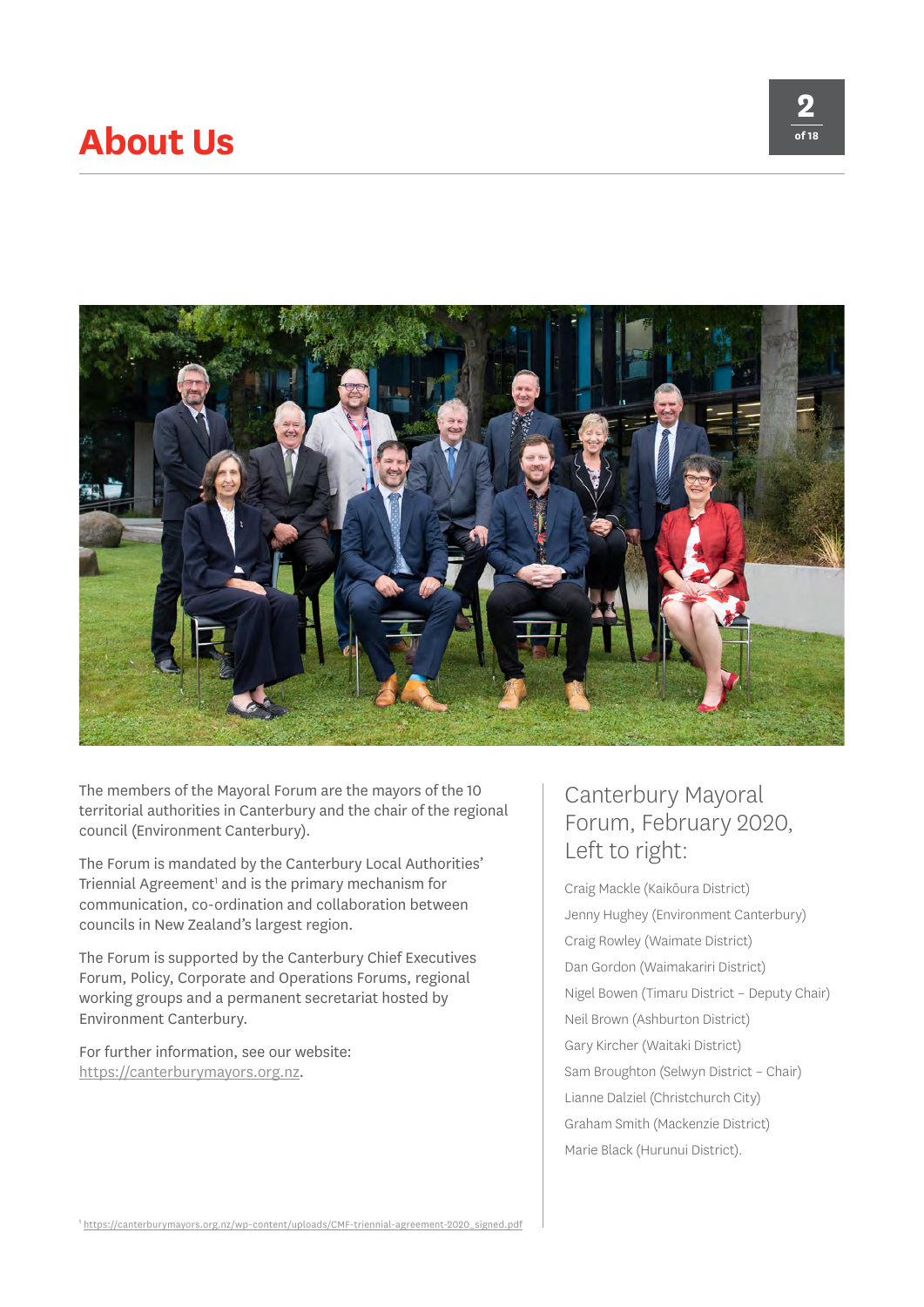# About Us

The members of the Mayoral Forum are the mayors of the 10 territorial authorities in Canterbury and the chair of the regional council (Environment Canterbury).

The Forum is mandated by the Canterbury Local Authorities' Triennial Agreement[1] and is the primary mechanism for communication, co-ordination and collaboration between councils in New Zealand's largest region.

The Forum is supported by the Canterbury Chief Executives Forum, Policy, Corporate and Operations Forums, regional working groups and a permanent secretariat hosted by Environment Canterbury.

For further information, see our website: https://canterburymayors.org.nz.

## Canterbury Mayoral Forum, February 2020, Left to right:

Craig Mackle (Kaikōura District)

Jenny Hughey (Environment Canterbury)

Craig Rowley (Waimate District)

Dan Gordon (Waimakariri District)

Nigel Bowen (Timaru District – Deputy Chair)

Neil Brown (Ashburton District)

Gary Kircher (Waitaki District)

Sam Broughton (Selwyn District – Chair)

Lianne Dalziel (Christchurch City)

Graham Smith (Mackenzie District)

Marie Black (Hurunui District).

[1] https://canterburymayors.org.nz/wp-content/uploads/CMF-triennial-agreement-2020_signed.pdf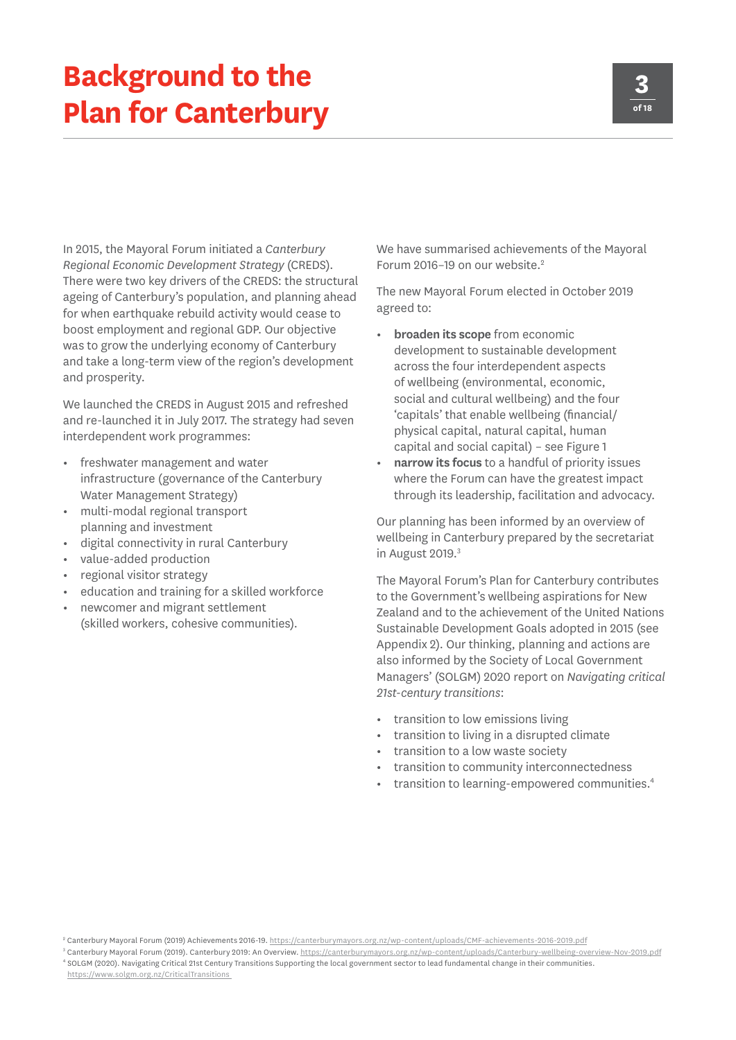# Background to the Plan for Canterbury

In 2015, the Mayoral Forum initiated a *Canterbury Regional Economic Development Strategy* (CREDS). There were two key drivers of the CREDS: the structural ageing of Canterbury's population, and planning ahead for when earthquake rebuild activity would cease to boost employment and regional GDP. Our objective was to grow the underlying economy of Canterbury and take a long-term view of the region's development and prosperity.

We launched the CREDS in August 2015 and refreshed and re-launched it in July 2017. The strategy had seven interdependent work programmes:

- freshwater management and water infrastructure (governance of the Canterbury Water Management Strategy)
- multi-modal regional transport planning and investment
- digital connectivity in rural Canterbury
- value-added production
- regional visitor strategy
- education and training for a skilled workforce
- newcomer and migrant settlement (skilled workers, cohesive communities).

We have summarised achievements of the Mayoral Forum 2016–19 on our website.[2]

The new Mayoral Forum elected in October 2019 agreed to:

- **broaden its scope** from economic development to sustainable development across the four interdependent aspects of wellbeing (environmental, economic, social and cultural wellbeing) and the four 'capitals' that enable wellbeing (financial/physical capital, natural capital, human capital and social capital) – see Figure 1
- **narrow its focus** to a handful of priority issues where the Forum can have the greatest impact through its leadership, facilitation and advocacy.

Our planning has been informed by an overview of wellbeing in Canterbury prepared by the secretariat in August 2019.[3]

The Mayoral Forum's Plan for Canterbury contributes to the Government's wellbeing aspirations for New Zealand and to the achievement of the United Nations Sustainable Development Goals adopted in 2015 (see Appendix 2). Our thinking, planning and actions are also informed by the Society of Local Government Managers' (SOLGM) 2020 report on *Navigating critical 21st-century transitions*:

- transition to low emissions living
- transition to living in a disrupted climate
- transition to a low waste society
- transition to community interconnectedness
- transition to learning-empowered communities.[4]

[2] Canterbury Mayoral Forum (2019) Achievements 2016-19. https://canterburymayors.org.nz/wp-content/uploads/CMF-achievements-2016-2019.pdf
[3] Canterbury Mayoral Forum (2019). Canterbury 2019: An Overview. https://canterburymayors.org.nz/wp-content/uploads/Canterbury-wellbeing-overview-Nov-2019.pdf
[4] SOLGM (2020). Navigating Critical 21st Century Transitions Supporting the local government sector to lead fundamental change in their communities. https://www.solgm.org.nz/CriticalTransitions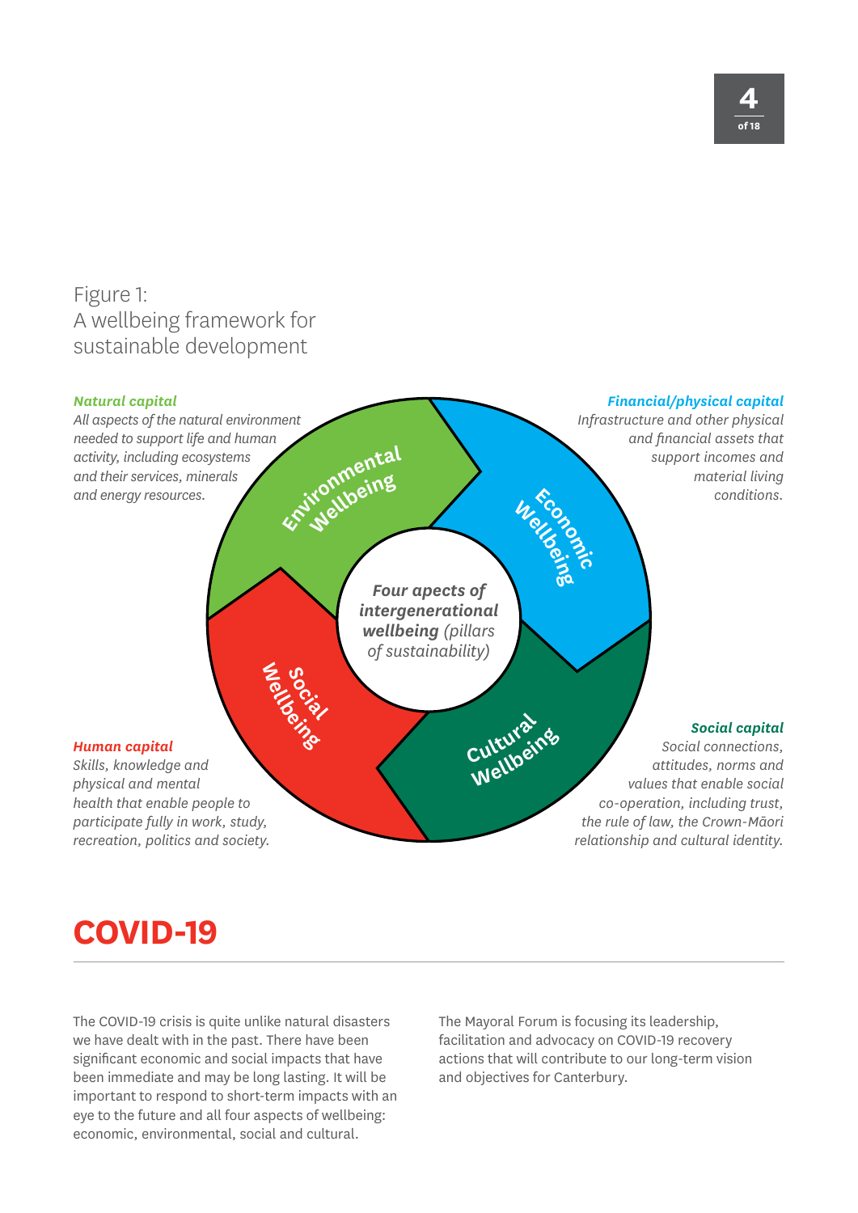Figure 1:
A wellbeing framework for sustainable development

***Natural capital***
*All aspects of the natural environment needed to support life and human activity, including ecosystems and their services, minerals and energy resources.*

***Financial/physical capital***
*Infrastructure and other physical and financial assets that support incomes and material living conditions.*

**Environmental Wellbeing**

**Economic Wellbeing**

***Four apects of intergenerational wellbeing*** *(pillars of sustainability)*

**Social Wellbeing**

**Cultural Wellbeing**

***Human capital***
*Skills, knowledge and physical and mental health that enable people to participate fully in work, study, recreation, politics and society.*

***Social capital***
*Social connections, attitudes, norms and values that enable social co-operation, including trust, the rule of law, the Crown-Māori relationship and cultural identity.*

# COVID-19

The COVID-19 crisis is quite unlike natural disasters we have dealt with in the past. There have been significant economic and social impacts that have been immediate and may be long lasting. It will be important to respond to short-term impacts with an eye to the future and all four aspects of wellbeing: economic, environmental, social and cultural.

The Mayoral Forum is focusing its leadership, facilitation and advocacy on COVID-19 recovery actions that will contribute to our long-term vision and objectives for Canterbury.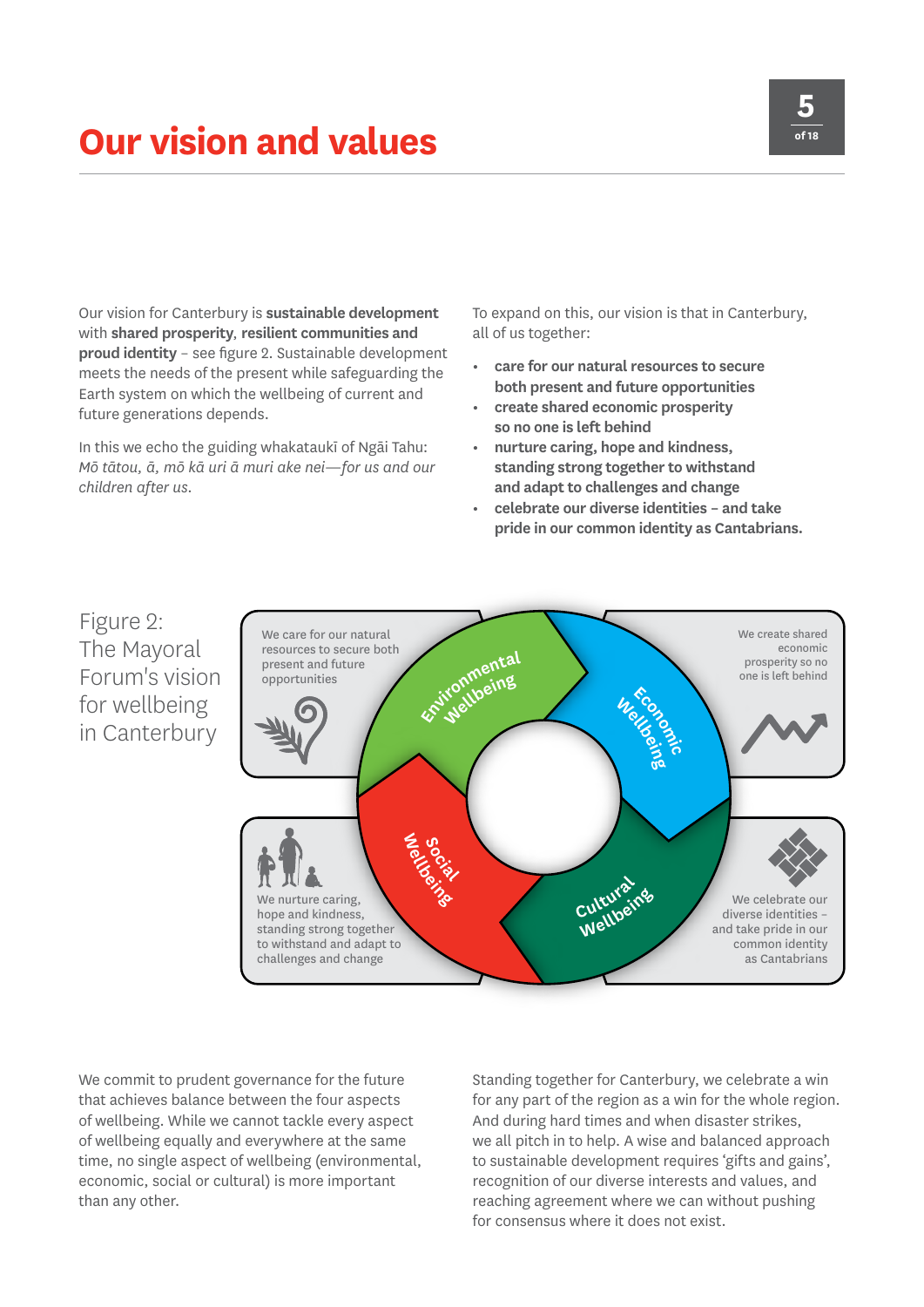# Our vision and values

Our vision for Canterbury is **sustainable development** with **shared prosperity**, **resilient communities and proud identity** – see figure 2. Sustainable development meets the needs of the present while safeguarding the Earth system on which the wellbeing of current and future generations depends.

In this we echo the guiding whakataukī of Ngāi Tahu: *Mō tātou, ā, mō kā uri ā muri ake nei—for us and our children after us.*

To expand on this, our vision is that in Canterbury, all of us together:

- **care for our natural resources to secure both present and future opportunities**
- **create shared economic prosperity so no one is left behind**
- **nurture caring, hope and kindness, standing strong together to withstand and adapt to challenges and change**
- **celebrate our diverse identities – and take pride in our common identity as Cantabrians.**

Figure 2: The Mayoral Forum's vision for wellbeing in Canterbury

Environmental Wellbeing: We care for our natural resources to secure both present and future opportunities

Economic Wellbeing: We create shared economic prosperity so no one is left behind

Social Wellbeing: We nurture caring, hope and kindness, standing strong together to withstand and adapt to challenges and change

Cultural Wellbeing: We celebrate our diverse identities – and take pride in our common identity as Cantabrians

We commit to prudent governance for the future that achieves balance between the four aspects of wellbeing. While we cannot tackle every aspect of wellbeing equally and everywhere at the same time, no single aspect of wellbeing (environmental, economic, social or cultural) is more important than any other.

Standing together for Canterbury, we celebrate a win for any part of the region as a win for the whole region. And during hard times and when disaster strikes, we all pitch in to help. A wise and balanced approach to sustainable development requires 'gifts and gains', recognition of our diverse interests and values, and reaching agreement where we can without pushing for consensus where it does not exist.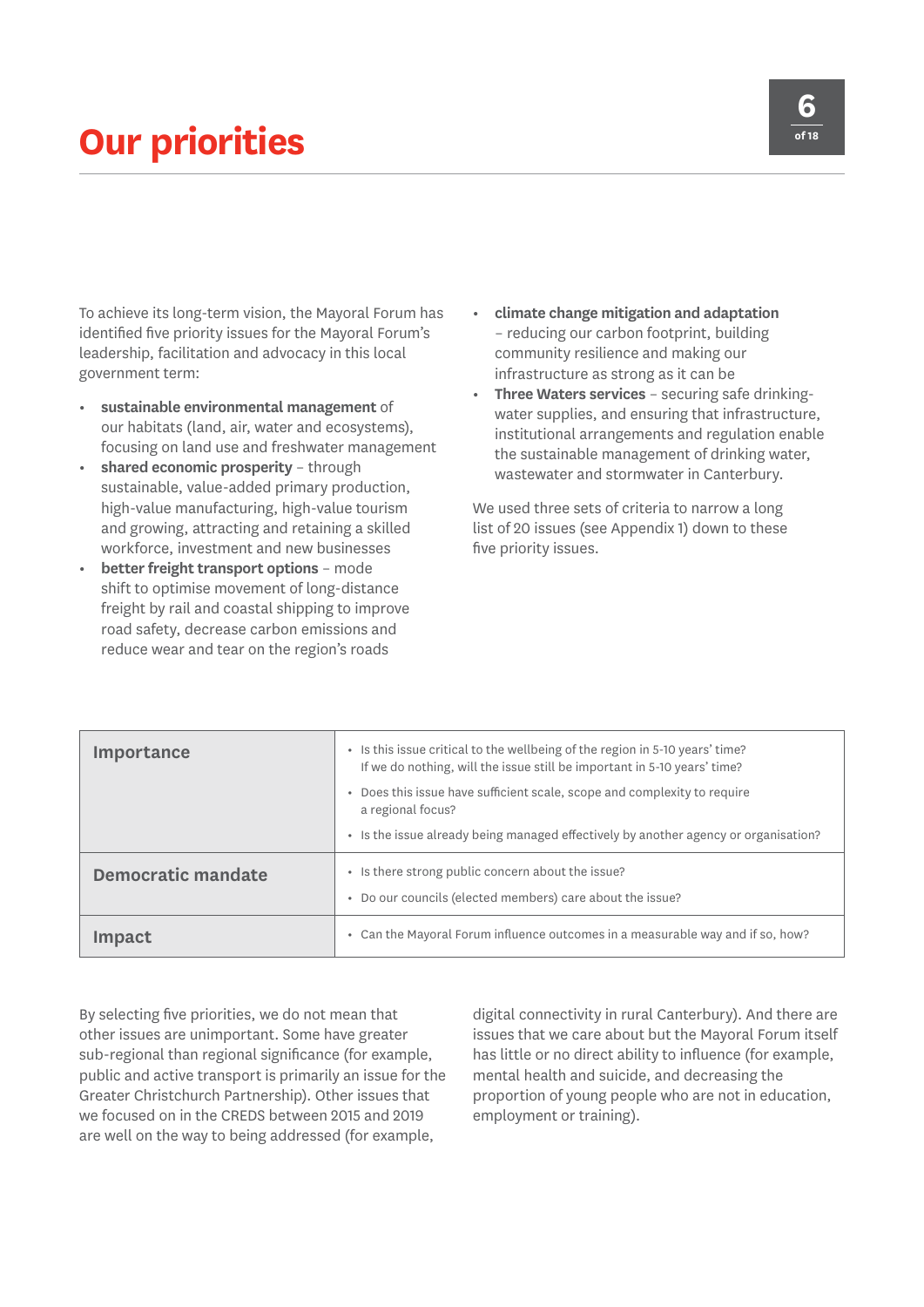# Our priorities

To achieve its long-term vision, the Mayoral Forum has identified five priority issues for the Mayoral Forum's leadership, facilitation and advocacy in this local government term:

- **sustainable environmental management** of our habitats (land, air, water and ecosystems), focusing on land use and freshwater management
- **shared economic prosperity** – through sustainable, value-added primary production, high-value manufacturing, high-value tourism and growing, attracting and retaining a skilled workforce, investment and new businesses
- **better freight transport options** – mode shift to optimise movement of long-distance freight by rail and coastal shipping to improve road safety, decrease carbon emissions and reduce wear and tear on the region's roads
- **climate change mitigation and adaptation** – reducing our carbon footprint, building community resilience and making our infrastructure as strong as it can be
- **Three Waters services** – securing safe drinking-water supplies, and ensuring that infrastructure, institutional arrangements and regulation enable the sustainable management of drinking water, wastewater and stormwater in Canterbury.

We used three sets of criteria to narrow a long list of 20 issues (see Appendix 1) down to these five priority issues.

| | |
|---|---|
| **Importance** | • Is this issue critical to the wellbeing of the region in 5-10 years' time? If we do nothing, will the issue still be important in 5-10 years' time?<br>• Does this issue have sufficient scale, scope and complexity to require a regional focus?<br>• Is the issue already being managed effectively by another agency or organisation? |
| **Democratic mandate** | • Is there strong public concern about the issue?<br>• Do our councils (elected members) care about the issue? |
| **Impact** | • Can the Mayoral Forum influence outcomes in a measurable way and if so, how? |

By selecting five priorities, we do not mean that other issues are unimportant. Some have greater sub-regional than regional significance (for example, public and active transport is primarily an issue for the Greater Christchurch Partnership). Other issues that we focused on in the CREDS between 2015 and 2019 are well on the way to being addressed (for example, digital connectivity in rural Canterbury). And there are issues that we care about but the Mayoral Forum itself has little or no direct ability to influence (for example, mental health and suicide, and decreasing the proportion of young people who are not in education, employment or training).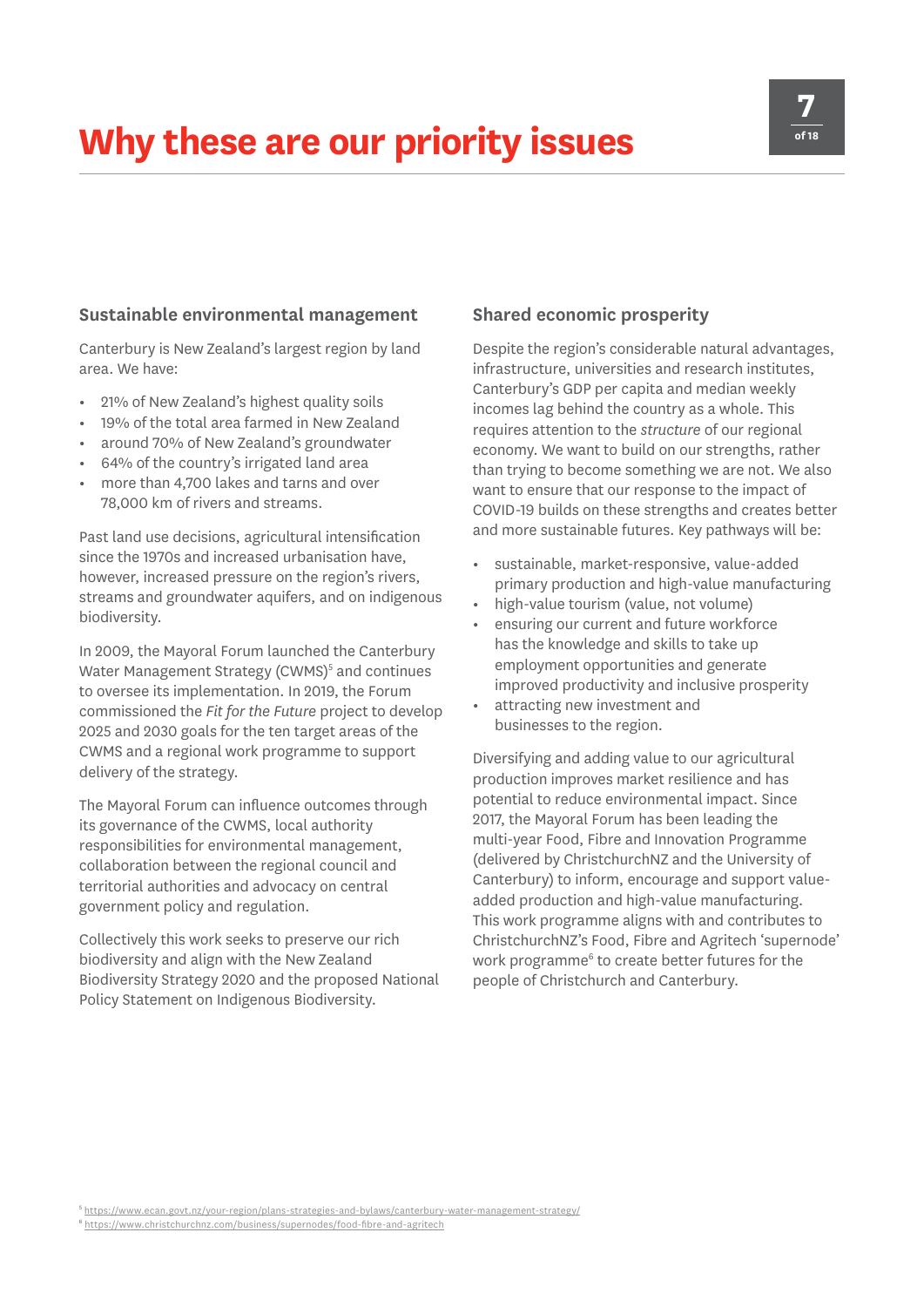# Why these are our priority issues

## Sustainable environmental management

Canterbury is New Zealand's largest region by land area. We have:

- 21% of New Zealand's highest quality soils
- 19% of the total area farmed in New Zealand
- around 70% of New Zealand's groundwater
- 64% of the country's irrigated land area
- more than 4,700 lakes and tarns and over 78,000 km of rivers and streams.

Past land use decisions, agricultural intensification since the 1970s and increased urbanisation have, however, increased pressure on the region's rivers, streams and groundwater aquifers, and on indigenous biodiversity.

In 2009, the Mayoral Forum launched the Canterbury Water Management Strategy (CWMS)[5] and continues to oversee its implementation. In 2019, the Forum commissioned the *Fit for the Future* project to develop 2025 and 2030 goals for the ten target areas of the CWMS and a regional work programme to support delivery of the strategy.

The Mayoral Forum can influence outcomes through its governance of the CWMS, local authority responsibilities for environmental management, collaboration between the regional council and territorial authorities and advocacy on central government policy and regulation.

Collectively this work seeks to preserve our rich biodiversity and align with the New Zealand Biodiversity Strategy 2020 and the proposed National Policy Statement on Indigenous Biodiversity.

## Shared economic prosperity

Despite the region's considerable natural advantages, infrastructure, universities and research institutes, Canterbury's GDP per capita and median weekly incomes lag behind the country as a whole. This requires attention to the *structure* of our regional economy. We want to build on our strengths, rather than trying to become something we are not. We also want to ensure that our response to the impact of COVID-19 builds on these strengths and creates better and more sustainable futures. Key pathways will be:

- sustainable, market-responsive, value-added primary production and high-value manufacturing
- high-value tourism (value, not volume)
- ensuring our current and future workforce has the knowledge and skills to take up employment opportunities and generate improved productivity and inclusive prosperity
- attracting new investment and businesses to the region.

Diversifying and adding value to our agricultural production improves market resilience and has potential to reduce environmental impact. Since 2017, the Mayoral Forum has been leading the multi-year Food, Fibre and Innovation Programme (delivered by ChristchurchNZ and the University of Canterbury) to inform, encourage and support value-added production and high-value manufacturing. This work programme aligns with and contributes to ChristchurchNZ's Food, Fibre and Agritech 'supernode' work programme[6] to create better futures for the people of Christchurch and Canterbury.

[5] https://www.ecan.govt.nz/your-region/plans-strategies-and-bylaws/canterbury-water-management-strategy/
[6] https://www.christchurchnz.com/business/supernodes/food-fibre-and-agritech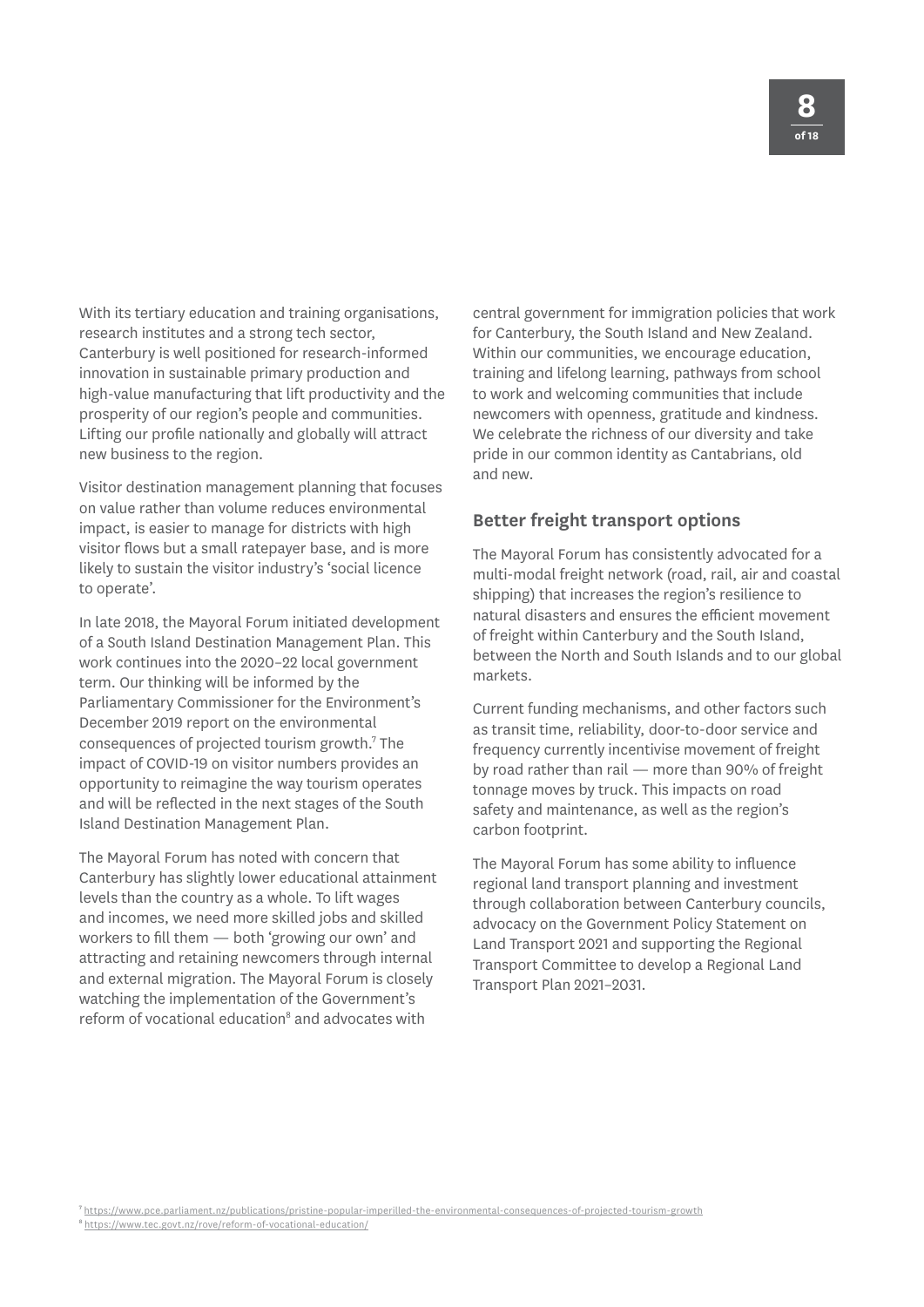With its tertiary education and training organisations, research institutes and a strong tech sector, Canterbury is well positioned for research-informed innovation in sustainable primary production and high-value manufacturing that lift productivity and the prosperity of our region's people and communities. Lifting our profile nationally and globally will attract new business to the region.

Visitor destination management planning that focuses on value rather than volume reduces environmental impact, is easier to manage for districts with high visitor flows but a small ratepayer base, and is more likely to sustain the visitor industry's 'social licence to operate'.

In late 2018, the Mayoral Forum initiated development of a South Island Destination Management Plan. This work continues into the 2020–22 local government term. Our thinking will be informed by the Parliamentary Commissioner for the Environment's December 2019 report on the environmental consequences of projected tourism growth.[7] The impact of COVID-19 on visitor numbers provides an opportunity to reimagine the way tourism operates and will be reflected in the next stages of the South Island Destination Management Plan.

The Mayoral Forum has noted with concern that Canterbury has slightly lower educational attainment levels than the country as a whole. To lift wages and incomes, we need more skilled jobs and skilled workers to fill them — both 'growing our own' and attracting and retaining newcomers through internal and external migration. The Mayoral Forum is closely watching the implementation of the Government's reform of vocational education[8] and advocates with central government for immigration policies that work for Canterbury, the South Island and New Zealand. Within our communities, we encourage education, training and lifelong learning, pathways from school to work and welcoming communities that include newcomers with openness, gratitude and kindness. We celebrate the richness of our diversity and take pride in our common identity as Cantabrians, old and new.

## Better freight transport options

The Mayoral Forum has consistently advocated for a multi-modal freight network (road, rail, air and coastal shipping) that increases the region's resilience to natural disasters and ensures the efficient movement of freight within Canterbury and the South Island, between the North and South Islands and to our global markets.

Current funding mechanisms, and other factors such as transit time, reliability, door-to-door service and frequency currently incentivise movement of freight by road rather than rail — more than 90% of freight tonnage moves by truck. This impacts on road safety and maintenance, as well as the region's carbon footprint.

The Mayoral Forum has some ability to influence regional land transport planning and investment through collaboration between Canterbury councils, advocacy on the Government Policy Statement on Land Transport 2021 and supporting the Regional Transport Committee to develop a Regional Land Transport Plan 2021–2031.

[7] https://www.pce.parliament.nz/publications/pristine-popular-imperilled-the-environmental-consequences-of-projected-tourism-growth

[8] https://www.tec.govt.nz/rove/reform-of-vocational-education/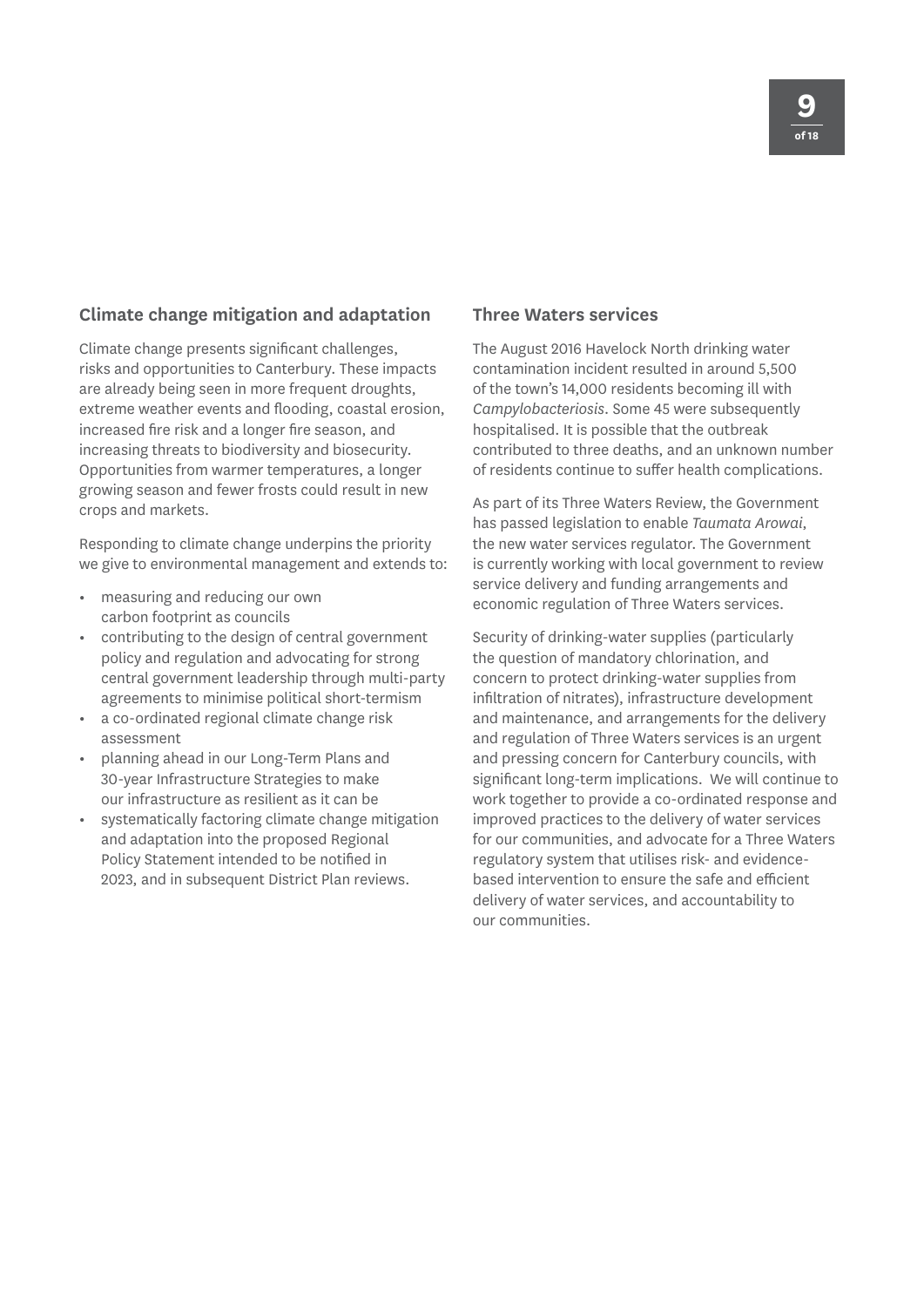## Climate change mitigation and adaptation

Climate change presents significant challenges, risks and opportunities to Canterbury. These impacts are already being seen in more frequent droughts, extreme weather events and flooding, coastal erosion, increased fire risk and a longer fire season, and increasing threats to biodiversity and biosecurity. Opportunities from warmer temperatures, a longer growing season and fewer frosts could result in new crops and markets.

Responding to climate change underpins the priority we give to environmental management and extends to:

- measuring and reducing our own carbon footprint as councils
- contributing to the design of central government policy and regulation and advocating for strong central government leadership through multi-party agreements to minimise political short-termism
- a co-ordinated regional climate change risk assessment
- planning ahead in our Long-Term Plans and 30-year Infrastructure Strategies to make our infrastructure as resilient as it can be
- systematically factoring climate change mitigation and adaptation into the proposed Regional Policy Statement intended to be notified in 2023, and in subsequent District Plan reviews.

## Three Waters services

The August 2016 Havelock North drinking water contamination incident resulted in around 5,500 of the town's 14,000 residents becoming ill with *Campylobacteriosis*. Some 45 were subsequently hospitalised. It is possible that the outbreak contributed to three deaths, and an unknown number of residents continue to suffer health complications.

As part of its Three Waters Review, the Government has passed legislation to enable *Taumata Arowai*, the new water services regulator. The Government is currently working with local government to review service delivery and funding arrangements and economic regulation of Three Waters services.

Security of drinking-water supplies (particularly the question of mandatory chlorination, and concern to protect drinking-water supplies from infiltration of nitrates), infrastructure development and maintenance, and arrangements for the delivery and regulation of Three Waters services is an urgent and pressing concern for Canterbury councils, with significant long-term implications. We will continue to work together to provide a co-ordinated response and improved practices to the delivery of water services for our communities, and advocate for a Three Waters regulatory system that utilises risk- and evidence-based intervention to ensure the safe and efficient delivery of water services, and accountability to our communities.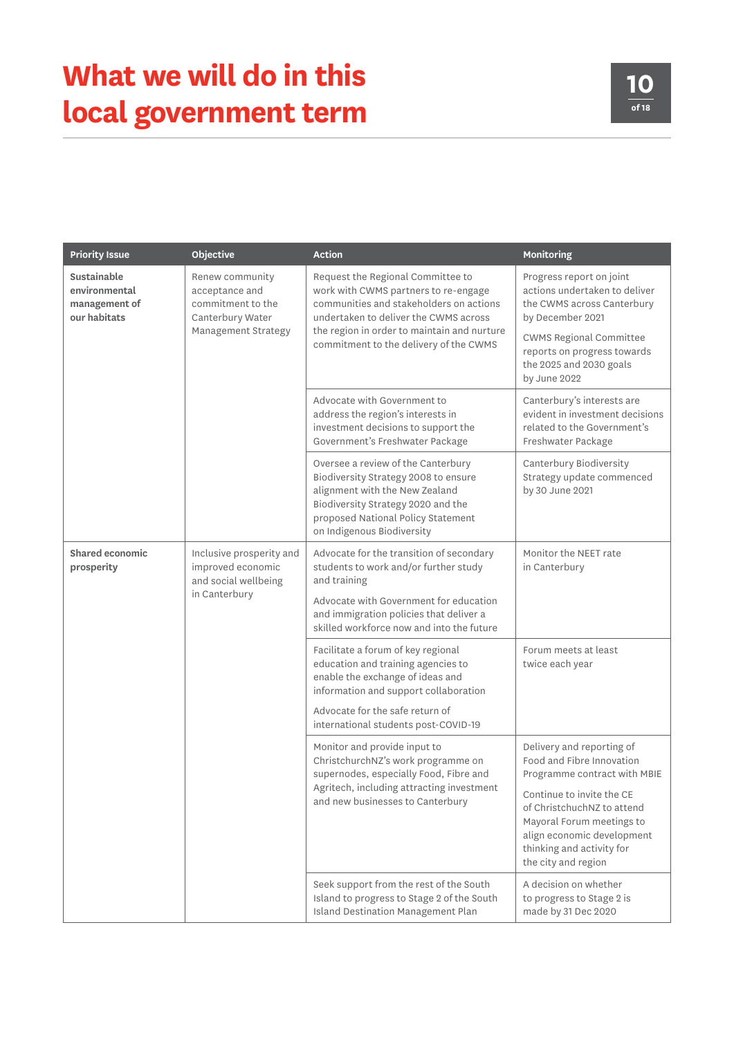# What we will do in this local government term

| Priority Issue | Objective | Action | Monitoring |
|---|---|---|---|
| **Sustainable environmental management of our habitats** | Renew community acceptance and commitment to the Canterbury Water Management Strategy | Request the Regional Committee to work with CWMS partners to re-engage communities and stakeholders on actions undertaken to deliver the CWMS across the region in order to maintain and nurture commitment to the delivery of the CWMS | Progress report on joint actions undertaken to deliver the CWMS across Canterbury by December 2021<br><br>CWMS Regional Committee reports on progress towards the 2025 and 2030 goals by June 2022 |
| | | Advocate with Government to address the region's interests in investment decisions to support the Government's Freshwater Package | Canterbury's interests are evident in investment decisions related to the Government's Freshwater Package |
| | | Oversee a review of the Canterbury Biodiversity Strategy 2008 to ensure alignment with the New Zealand Biodiversity Strategy 2020 and the proposed National Policy Statement on Indigenous Biodiversity | Canterbury Biodiversity Strategy update commenced by 30 June 2021 |
| **Shared economic prosperity** | Inclusive prosperity and improved economic and social wellbeing in Canterbury | Advocate for the transition of secondary students to work and/or further study and training<br><br>Advocate with Government for education and immigration policies that deliver a skilled workforce now and into the future | Monitor the NEET rate in Canterbury |
| | | Facilitate a forum of key regional education and training agencies to enable the exchange of ideas and information and support collaboration<br><br>Advocate for the safe return of international students post-COVID-19 | Forum meets at least twice each year |
| | | Monitor and provide input to ChristchurchNZ's work programme on supernodes, especially Food, Fibre and Agritech, including attracting investment and new businesses to Canterbury | Delivery and reporting of Food and Fibre Innovation Programme contract with MBIE<br><br>Continue to invite the CE of ChristchurchNZ to attend Mayoral Forum meetings to align economic development thinking and activity for the city and region |
| | | Seek support from the rest of the South Island to progress to Stage 2 of the South Island Destination Management Plan | A decision on whether to progress to Stage 2 is made by 31 Dec 2020 |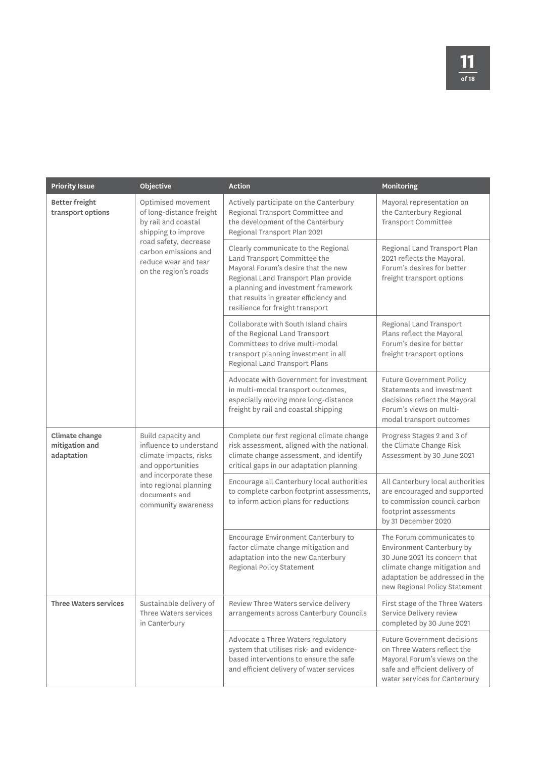| Priority Issue | Objective | Action | Monitoring |
|---|---|---|---|
| **Better freight transport options** | Optimised movement of long-distance freight by rail and coastal shipping to improve road safety, decrease carbon emissions and reduce wear and tear on the region's roads | Actively participate on the Canterbury Regional Transport Committee and the development of the Canterbury Regional Transport Plan 2021 | Mayoral representation on the Canterbury Regional Transport Committee |
| | | Clearly communicate to the Regional Land Transport Committee the Mayoral Forum's desire that the new Regional Land Transport Plan provide a planning and investment framework that results in greater efficiency and resilience for freight transport | Regional Land Transport Plan 2021 reflects the Mayoral Forum's desires for better freight transport options |
| | | Collaborate with South Island chairs of the Regional Land Transport Committees to drive multi-modal transport planning investment in all Regional Land Transport Plans | Regional Land Transport Plans reflect the Mayoral Forum's desire for better freight transport options |
| | | Advocate with Government for investment in multi-modal transport outcomes, especially moving more long-distance freight by rail and coastal shipping | Future Government Policy Statements and investment decisions reflect the Mayoral Forum's views on multi-modal transport outcomes |
| **Climate change mitigation and adaptation** | Build capacity and influence to understand climate impacts, risks and opportunities and incorporate these into regional planning documents and community awareness | Complete our first regional climate change risk assessment, aligned with the national climate change assessment, and identify critical gaps in our adaptation planning | Progress Stages 2 and 3 of the Climate Change Risk Assessment by 30 June 2021 |
| | | Encourage all Canterbury local authorities to complete carbon footprint assessments, to inform action plans for reductions | All Canterbury local authorities are encouraged and supported to commission council carbon footprint assessments by 31 December 2020 |
| | | Encourage Environment Canterbury to factor climate change mitigation and adaptation into the new Canterbury Regional Policy Statement | The Forum communicates to Environment Canterbury by 30 June 2021 its concern that climate change mitigation and adaptation be addressed in the new Regional Policy Statement |
| **Three Waters services** | Sustainable delivery of Three Waters services in Canterbury | Review Three Waters service delivery arrangements across Canterbury Councils | First stage of the Three Waters Service Delivery review completed by 30 June 2021 |
| | | Advocate a Three Waters regulatory system that utilises risk- and evidence-based interventions to ensure the safe and efficient delivery of water services | Future Government decisions on Three Waters reflect the Mayoral Forum's views on the safe and efficient delivery of water services for Canterbury |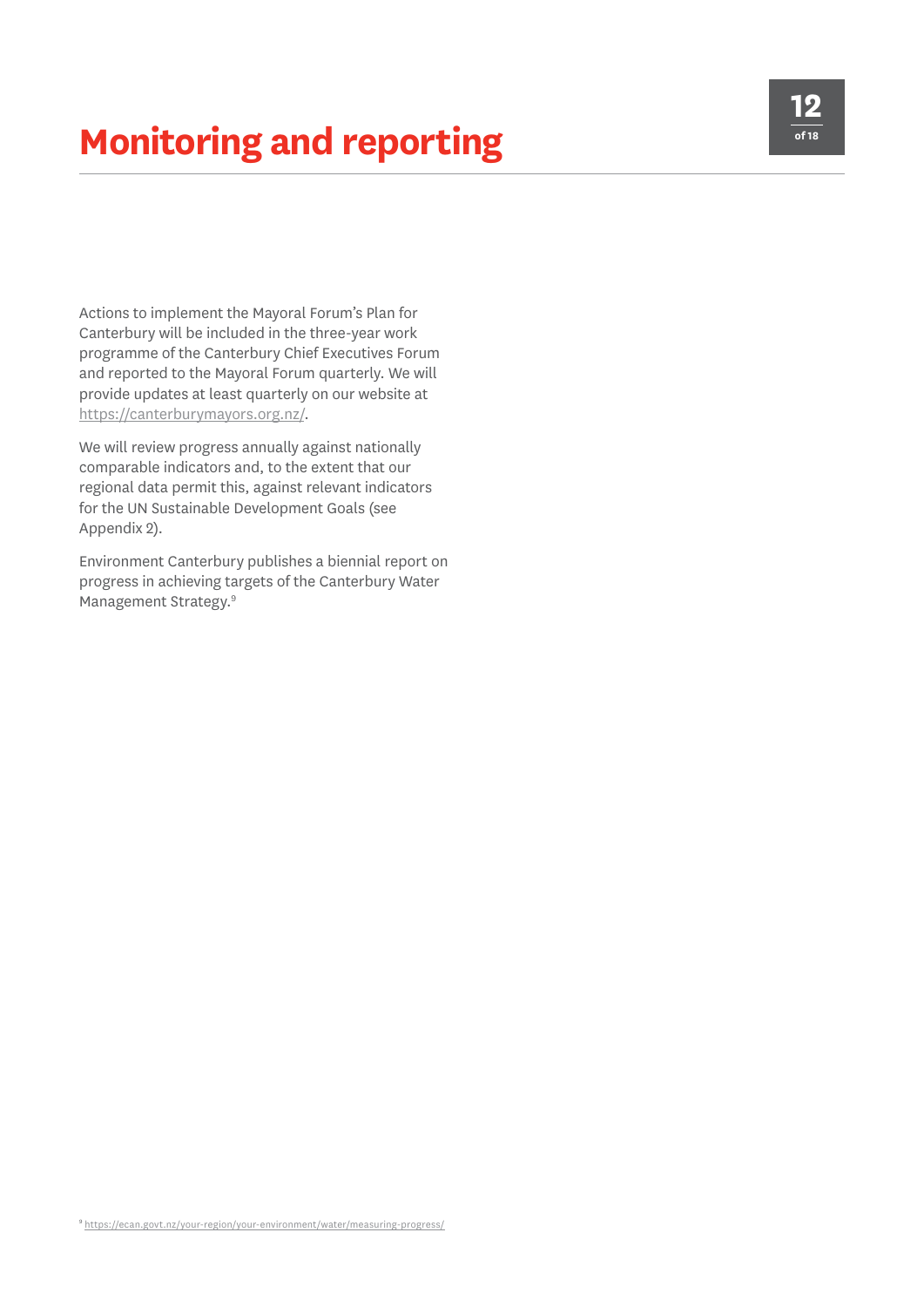# Monitoring and reporting

Actions to implement the Mayoral Forum's Plan for Canterbury will be included in the three-year work programme of the Canterbury Chief Executives Forum and reported to the Mayoral Forum quarterly. We will provide updates at least quarterly on our website at https://canterburymayors.org.nz/.

We will review progress annually against nationally comparable indicators and, to the extent that our regional data permit this, against relevant indicators for the UN Sustainable Development Goals (see Appendix 2).

Environment Canterbury publishes a biennial report on progress in achieving targets of the Canterbury Water Management Strategy.[9]

[9] https://ecan.govt.nz/your-region/your-environment/water/measuring-progress/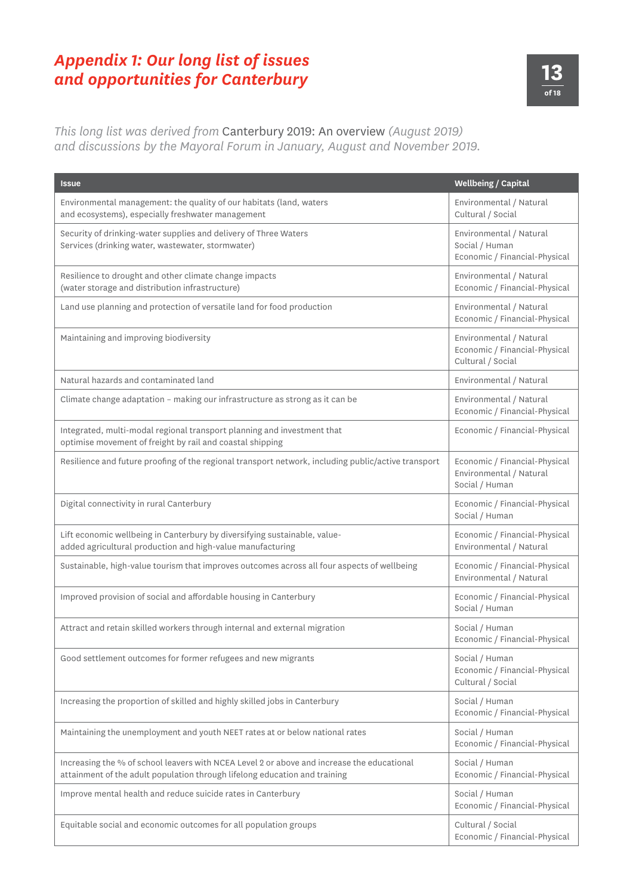# *Appendix 1: Our long list of issues and opportunities for Canterbury*

*This long list was derived from* Canterbury 2019: An overview *(August 2019) and discussions by the Mayoral Forum in January, August and November 2019.*

| Issue | Wellbeing / Capital |
|---|---|
| Environmental management: the quality of our habitats (land, waters and ecosystems), especially freshwater management | Environmental / Natural<br>Cultural / Social |
| Security of drinking-water supplies and delivery of Three Waters Services (drinking water, wastewater, stormwater) | Environmental / Natural<br>Social / Human<br>Economic / Financial-Physical |
| Resilience to drought and other climate change impacts (water storage and distribution infrastructure) | Environmental / Natural<br>Economic / Financial-Physical |
| Land use planning and protection of versatile land for food production | Environmental / Natural<br>Economic / Financial-Physical |
| Maintaining and improving biodiversity | Environmental / Natural<br>Economic / Financial-Physical<br>Cultural / Social |
| Natural hazards and contaminated land | Environmental / Natural |
| Climate change adaptation – making our infrastructure as strong as it can be | Environmental / Natural<br>Economic / Financial-Physical |
| Integrated, multi-modal regional transport planning and investment that optimise movement of freight by rail and coastal shipping | Economic / Financial-Physical |
| Resilience and future proofing of the regional transport network, including public/active transport | Economic / Financial-Physical<br>Environmental / Natural<br>Social / Human |
| Digital connectivity in rural Canterbury | Economic / Financial-Physical<br>Social / Human |
| Lift economic wellbeing in Canterbury by diversifying sustainable, value-added agricultural production and high-value manufacturing | Economic / Financial-Physical<br>Environmental / Natural |
| Sustainable, high-value tourism that improves outcomes across all four aspects of wellbeing | Economic / Financial-Physical<br>Environmental / Natural |
| Improved provision of social and affordable housing in Canterbury | Economic / Financial-Physical<br>Social / Human |
| Attract and retain skilled workers through internal and external migration | Social / Human<br>Economic / Financial-Physical |
| Good settlement outcomes for former refugees and new migrants | Social / Human<br>Economic / Financial-Physical<br>Cultural / Social |
| Increasing the proportion of skilled and highly skilled jobs in Canterbury | Social / Human<br>Economic / Financial-Physical |
| Maintaining the unemployment and youth NEET rates at or below national rates | Social / Human<br>Economic / Financial-Physical |
| Increasing the % of school leavers with NCEA Level 2 or above and increase the educational attainment of the adult population through lifelong education and training | Social / Human<br>Economic / Financial-Physical |
| Improve mental health and reduce suicide rates in Canterbury | Social / Human<br>Economic / Financial-Physical |
| Equitable social and economic outcomes for all population groups | Cultural / Social<br>Economic / Financial-Physical |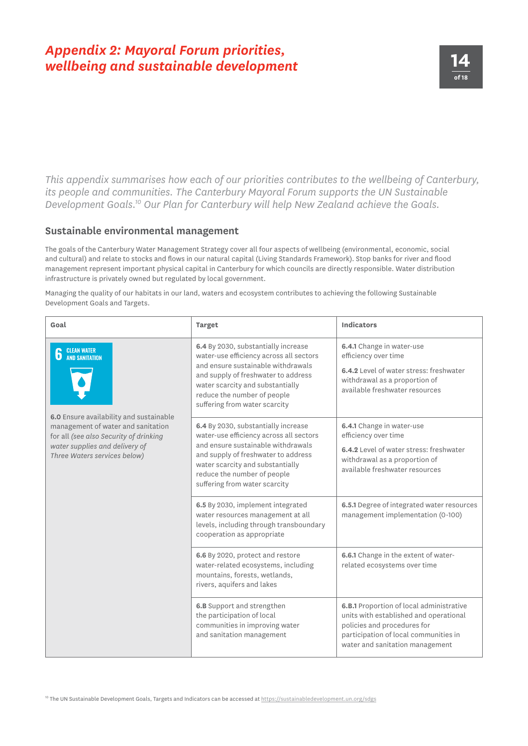# *Appendix 2: Mayoral Forum priorities, wellbeing and sustainable development*

*This appendix summarises how each of our priorities contributes to the wellbeing of Canterbury, its people and communities. The Canterbury Mayoral Forum supports the UN Sustainable Development Goals.*[10] *Our Plan for Canterbury will help New Zealand achieve the Goals.*

## Sustainable environmental management

The goals of the Canterbury Water Management Strategy cover all four aspects of wellbeing (environmental, economic, social and cultural) and relate to stocks and flows in our natural capital (Living Standards Framework). Stop banks for river and flood management represent important physical capital in Canterbury for which councils are directly responsible. Water distribution infrastructure is privately owned but regulated by local government.

Managing the quality of our habitats in our land, waters and ecosystem contributes to achieving the following Sustainable Development Goals and Targets.

| Goal | Target | Indicators |
|---|---|---|
| 6 CLEAN WATER AND SANITATION<br><br>**6.0** Ensure availability and sustainable management of water and sanitation for all *(see also Security of drinking water supplies and delivery of Three Waters services below)* | **6.4** By 2030, substantially increase water-use efficiency across all sectors and ensure sustainable withdrawals and supply of freshwater to address water scarcity and substantially reduce the number of people suffering from water scarcity | **6.4.1** Change in water-use efficiency over time<br><br>**6.4.2** Level of water stress: freshwater withdrawal as a proportion of available freshwater resources |
| | **6.4** By 2030, substantially increase water-use efficiency across all sectors and ensure sustainable withdrawals and supply of freshwater to address water scarcity and substantially reduce the number of people suffering from water scarcity | **6.4.1** Change in water-use efficiency over time<br><br>**6.4.2** Level of water stress: freshwater withdrawal as a proportion of available freshwater resources |
| | **6.5** By 2030, implement integrated water resources management at all levels, including through transboundary cooperation as appropriate | **6.5.1** Degree of integrated water resources management implementation (0-100) |
| | **6.6** By 2020, protect and restore water-related ecosystems, including mountains, forests, wetlands, rivers, aquifers and lakes | **6.6.1** Change in the extent of water-related ecosystems over time |
| | **6.B** Support and strengthen the participation of local communities in improving water and sanitation management | **6.B.1** Proportion of local administrative units with established and operational policies and procedures for participation of local communities in water and sanitation management |

[10] The UN Sustainable Development Goals, Targets and Indicators can be accessed at https://sustainabledevelopment.un.org/sdgs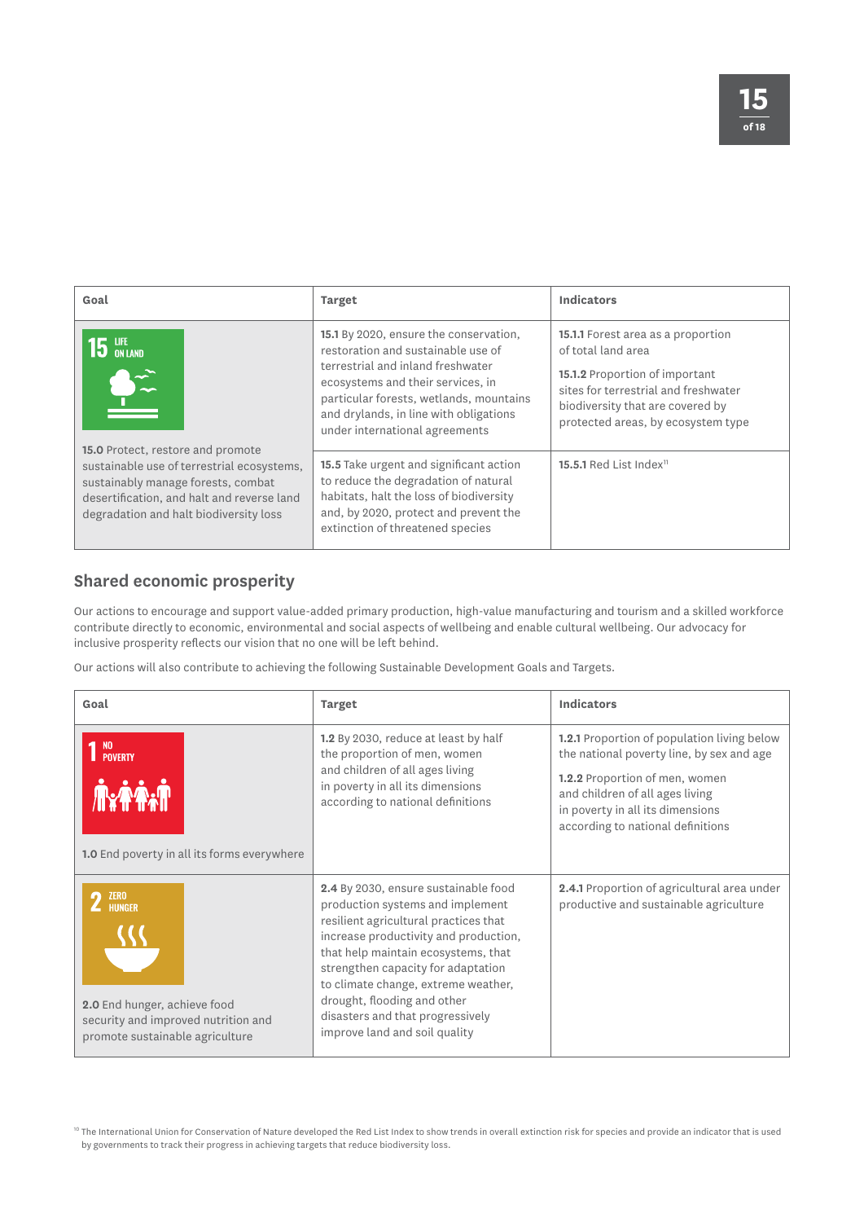| Goal | Target | Indicators |
| --- | --- | --- |
| 15 LIFE ON LAND<br><br>**15.0** Protect, restore and promote sustainable use of terrestrial ecosystems, sustainably manage forests, combat desertification, and halt and reverse land degradation and halt biodiversity loss | **15.1** By 2020, ensure the conservation, restoration and sustainable use of terrestrial and inland freshwater ecosystems and their services, in particular forests, wetlands, mountains and drylands, in line with obligations under international agreements | **15.1.1** Forest area as a proportion of total land area<br><br>**15.1.2** Proportion of important sites for terrestrial and freshwater biodiversity that are covered by protected areas, by ecosystem type |
| | **15.5** Take urgent and significant action to reduce the degradation of natural habitats, halt the loss of biodiversity and, by 2020, protect and prevent the extinction of threatened species | **15.5.1** Red List Index[11] |

## Shared economic prosperity

Our actions to encourage and support value-added primary production, high-value manufacturing and tourism and a skilled workforce contribute directly to economic, environmental and social aspects of wellbeing and enable cultural wellbeing. Our advocacy for inclusive prosperity reflects our vision that no one will be left behind.

Our actions will also contribute to achieving the following Sustainable Development Goals and Targets.

| Goal | Target | Indicators |
| --- | --- | --- |
| 1 NO POVERTY<br><br>**1.0** End poverty in all its forms everywhere | **1.2** By 2030, reduce at least by half the proportion of men, women and children of all ages living in poverty in all its dimensions according to national definitions | **1.2.1** Proportion of population living below the national poverty line, by sex and age<br><br>**1.2.2** Proportion of men, women and children of all ages living in poverty in all its dimensions according to national definitions |
| 2 ZERO HUNGER<br><br>**2.0** End hunger, achieve food security and improved nutrition and promote sustainable agriculture | **2.4** By 2030, ensure sustainable food production systems and implement resilient agricultural practices that increase productivity and production, that help maintain ecosystems, that strengthen capacity for adaptation to climate change, extreme weather, drought, flooding and other disasters and that progressively improve land and soil quality | **2.4.1** Proportion of agricultural area under productive and sustainable agriculture |

[10] The International Union for Conservation of Nature developed the Red List Index to show trends in overall extinction risk for species and provide an indicator that is used by governments to track their progress in achieving targets that reduce biodiversity loss.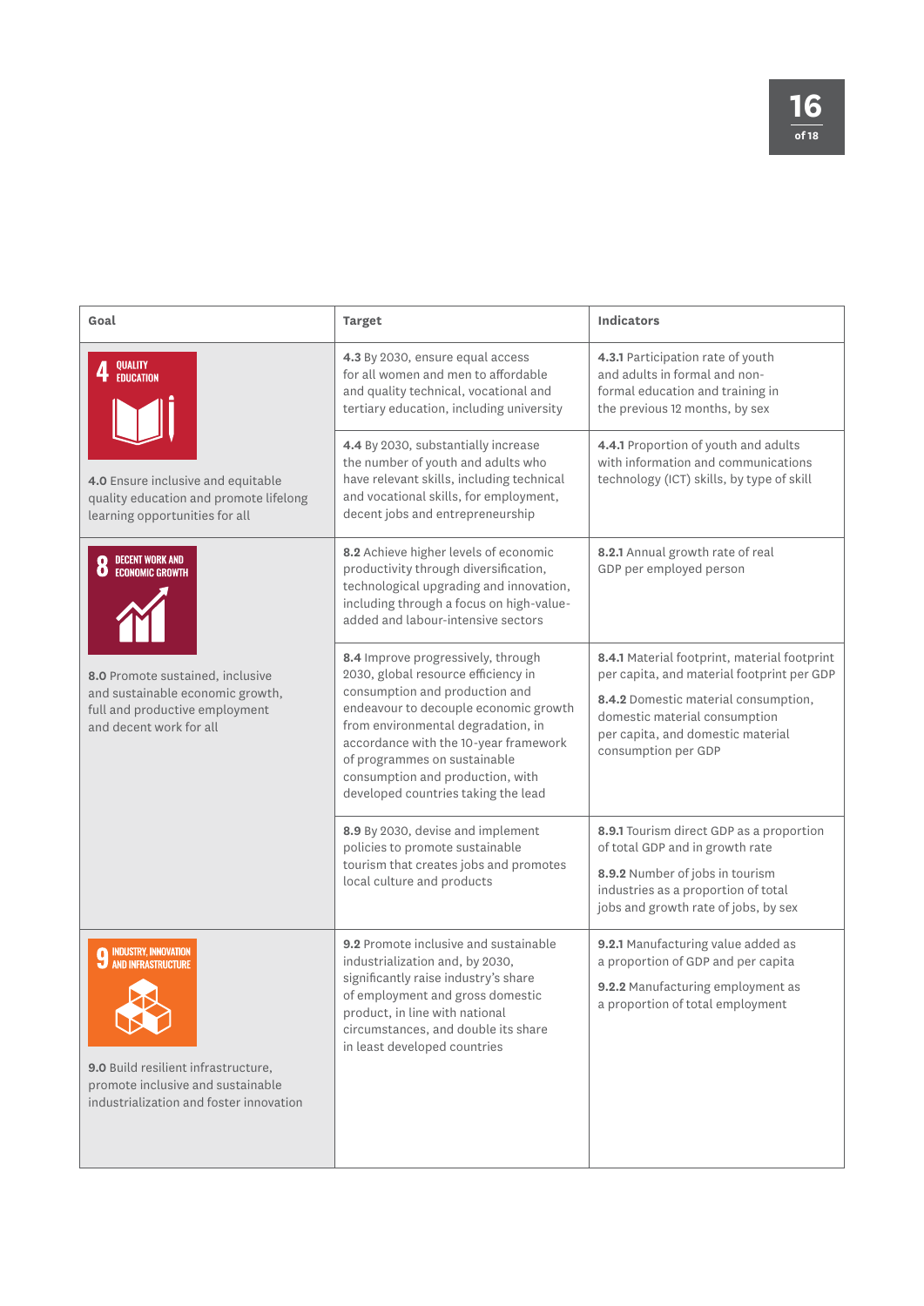| Goal | Target | Indicators |
| --- | --- | --- |
| 4 QUALITY EDUCATION<br><br>**4.0** Ensure inclusive and equitable quality education and promote lifelong learning opportunities for all | **4.3** By 2030, ensure equal access for all women and men to affordable and quality technical, vocational and tertiary education, including university | **4.3.1** Participation rate of youth and adults in formal and non-formal education and training in the previous 12 months, by sex |
| | **4.4** By 2030, substantially increase the number of youth and adults who have relevant skills, including technical and vocational skills, for employment, decent jobs and entrepreneurship | **4.4.1** Proportion of youth and adults with information and communications technology (ICT) skills, by type of skill |
| 8 DECENT WORK AND ECONOMIC GROWTH<br><br>**8.0** Promote sustained, inclusive and sustainable economic growth, full and productive employment and decent work for all | **8.2** Achieve higher levels of economic productivity through diversification, technological upgrading and innovation, including through a focus on high-value-added and labour-intensive sectors | **8.2.1** Annual growth rate of real GDP per employed person |
| | **8.4** Improve progressively, through 2030, global resource efficiency in consumption and production and endeavour to decouple economic growth from environmental degradation, in accordance with the 10-year framework of programmes on sustainable consumption and production, with developed countries taking the lead | **8.4.1** Material footprint, material footprint per capita, and material footprint per GDP<br><br>**8.4.2** Domestic material consumption, domestic material consumption per capita, and domestic material consumption per GDP |
| | **8.9** By 2030, devise and implement policies to promote sustainable tourism that creates jobs and promotes local culture and products | **8.9.1** Tourism direct GDP as a proportion of total GDP and in growth rate<br><br>**8.9.2** Number of jobs in tourism industries as a proportion of total jobs and growth rate of jobs, by sex |
| 9 INDUSTRY, INNOVATION AND INFRASTRUCTURE<br><br>**9.0** Build resilient infrastructure, promote inclusive and sustainable industrialization and foster innovation | **9.2** Promote inclusive and sustainable industrialization and, by 2030, significantly raise industry's share of employment and gross domestic product, in line with national circumstances, and double its share in least developed countries | **9.2.1** Manufacturing value added as a proportion of GDP and per capita<br><br>**9.2.2** Manufacturing employment as a proportion of total employment |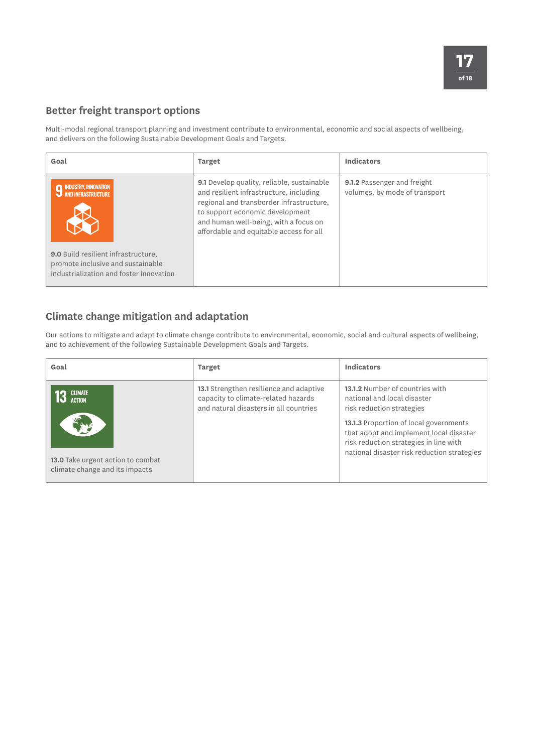## Better freight transport options

Multi-modal regional transport planning and investment contribute to environmental, economic and social aspects of wellbeing, and delivers on the following Sustainable Development Goals and Targets.

| Goal | Target | Indicators |
| --- | --- | --- |
| 9 INDUSTRY, INNOVATION AND INFRASTRUCTURE<br>**9.0** Build resilient infrastructure, promote inclusive and sustainable industrialization and foster innovation | **9.1** Develop quality, reliable, sustainable and resilient infrastructure, including regional and transborder infrastructure, to support economic development and human well-being, with a focus on affordable and equitable access for all | **9.1.2** Passenger and freight volumes, by mode of transport |

## Climate change mitigation and adaptation

Our actions to mitigate and adapt to climate change contribute to environmental, economic, social and cultural aspects of wellbeing, and to achievement of the following Sustainable Development Goals and Targets.

| Goal | Target | Indicators |
| --- | --- | --- |
| 13 CLIMATE ACTION<br>**13.0** Take urgent action to combat climate change and its impacts | **13.1** Strengthen resilience and adaptive capacity to climate-related hazards and natural disasters in all countries | **13.1.2** Number of countries with national and local disaster risk reduction strategies<br>**13.1.3** Proportion of local governments that adopt and implement local disaster risk reduction strategies in line with national disaster risk reduction strategies |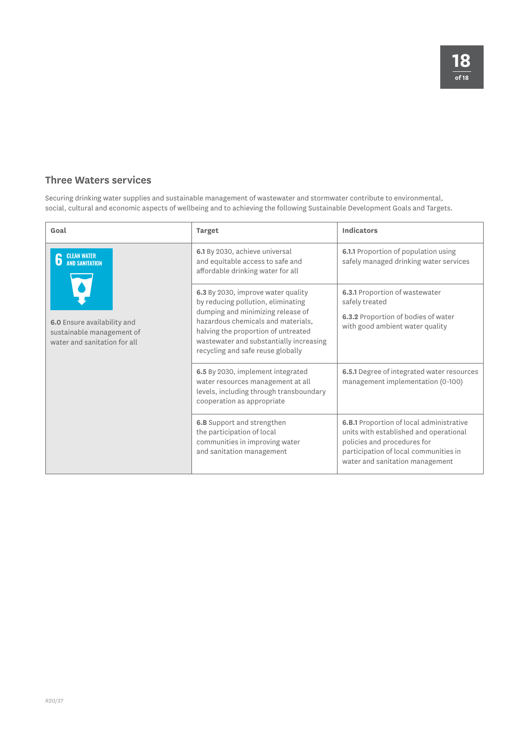## Three Waters services

Securing drinking water supplies and sustainable management of wastewater and stormwater contribute to environmental, social, cultural and economic aspects of wellbeing and to achieving the following Sustainable Development Goals and Targets.

| Goal | Target | Indicators |
|---|---|---|
| 6 CLEAN WATER AND SANITATION<br><br>**6.0** Ensure availability and sustainable management of water and sanitation for all | **6.1** By 2030, achieve universal and equitable access to safe and affordable drinking water for all | **6.1.1** Proportion of population using safely managed drinking water services |
| | **6.3** By 2030, improve water quality by reducing pollution, eliminating dumping and minimizing release of hazardous chemicals and materials, halving the proportion of untreated wastewater and substantially increasing recycling and safe reuse globally | **6.3.1** Proportion of wastewater safely treated<br><br>**6.3.2** Proportion of bodies of water with good ambient water quality |
| | **6.5** By 2030, implement integrated water resources management at all levels, including through transboundary cooperation as appropriate | **6.5.1** Degree of integrated water resources management implementation (0-100) |
| | **6.B** Support and strengthen the participation of local communities in improving water and sanitation management | **6.B.1** Proportion of local administrative units with established and operational policies and procedures for participation of local communities in water and sanitation management |

R20/37